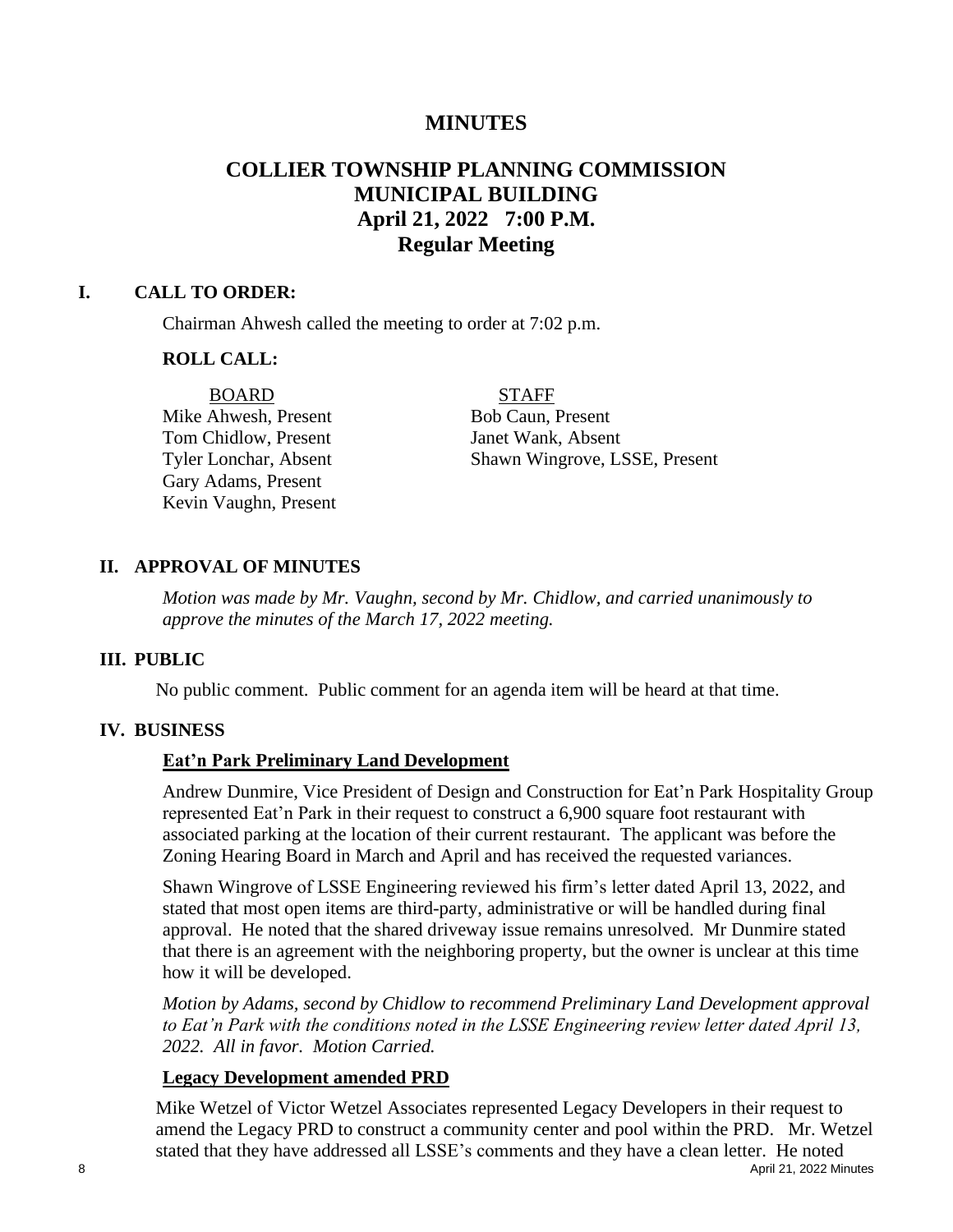# MINUTES

# COLLIER TOWNSHIP PLANNING COMMISSION
## MUNICIPAL BUILDING
## April 21, 2022 7:00 P.M.
## Regular Meeting

### I. CALL TO ORDER:

Chairman Ahwesh called the meeting to order at 7:02 p.m.

**ROLL CALL:**

| BOARD | STAFF |
|---|---|
| Mike Ahwesh, Present | Bob Caun, Present |
| Tom Chidlow, Present | Janet Wank, Absent |
| Tyler Lonchar, Absent | Shawn Wingrove, LSSE, Present |
| Gary Adams, Present | |
| Kevin Vaughn, Present | |

### II. APPROVAL OF MINUTES

*Motion was made by Mr. Vaughn, second by Mr. Chidlow, and carried unanimously to approve the minutes of the March 17, 2022 meeting.*

### III. PUBLIC

No public comment. Public comment for an agenda item will be heard at that time.

### IV. BUSINESS

**Eat'n Park Preliminary Land Development**

Andrew Dunmire, Vice President of Design and Construction for Eat'n Park Hospitality Group represented Eat'n Park in their request to construct a 6,900 square foot restaurant with associated parking at the location of their current restaurant. The applicant was before the Zoning Hearing Board in March and April and has received the requested variances.

Shawn Wingrove of LSSE Engineering reviewed his firm's letter dated April 13, 2022, and stated that most open items are third-party, administrative or will be handled during final approval. He noted that the shared driveway issue remains unresolved. Mr Dunmire stated that there is an agreement with the neighboring property, but the owner is unclear at this time how it will be developed.

*Motion by Adams, second by Chidlow to recommend Preliminary Land Development approval to Eat'n Park with the conditions noted in the LSSE Engineering review letter dated April 13, 2022. All in favor. Motion Carried.*

**Legacy Development amended PRD**

Mike Wetzel of Victor Wetzel Associates represented Legacy Developers in their request to amend the Legacy PRD to construct a community center and pool within the PRD. Mr. Wetzel stated that they have addressed all LSSE's comments and they have a clean letter. He noted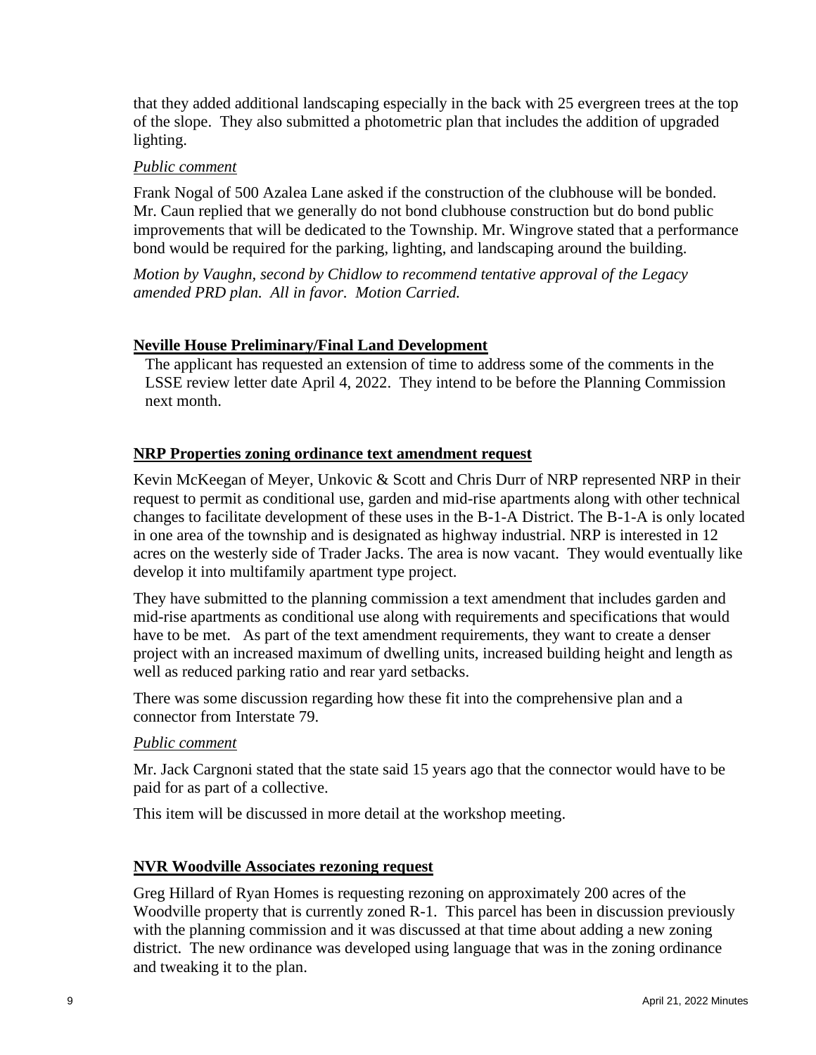that they added additional landscaping especially in the back with 25 evergreen trees at the top of the slope. They also submitted a photometric plan that includes the addition of upgraded lighting.

*Public comment*

Frank Nogal of 500 Azalea Lane asked if the construction of the clubhouse will be bonded. Mr. Caun replied that we generally do not bond clubhouse construction but do bond public improvements that will be dedicated to the Township. Mr. Wingrove stated that a performance bond would be required for the parking, lighting, and landscaping around the building.

*Motion by Vaughn, second by Chidlow to recommend tentative approval of the Legacy amended PRD plan. All in favor. Motion Carried.*

**Neville House Preliminary/Final Land Development**

The applicant has requested an extension of time to address some of the comments in the LSSE review letter date April 4, 2022. They intend to be before the Planning Commission next month.

**NRP Properties zoning ordinance text amendment request**

Kevin McKeegan of Meyer, Unkovic & Scott and Chris Durr of NRP represented NRP in their request to permit as conditional use, garden and mid-rise apartments along with other technical changes to facilitate development of these uses in the B-1-A District. The B-1-A is only located in one area of the township and is designated as highway industrial. NRP is interested in 12 acres on the westerly side of Trader Jacks. The area is now vacant. They would eventually like develop it into multifamily apartment type project.

They have submitted to the planning commission a text amendment that includes garden and mid-rise apartments as conditional use along with requirements and specifications that would have to be met. As part of the text amendment requirements, they want to create a denser project with an increased maximum of dwelling units, increased building height and length as well as reduced parking ratio and rear yard setbacks.

There was some discussion regarding how these fit into the comprehensive plan and a connector from Interstate 79.

*Public comment*

Mr. Jack Cargnoni stated that the state said 15 years ago that the connector would have to be paid for as part of a collective.

This item will be discussed in more detail at the workshop meeting.

**NVR Woodville Associates rezoning request**

Greg Hillard of Ryan Homes is requesting rezoning on approximately 200 acres of the Woodville property that is currently zoned R-1. This parcel has been in discussion previously with the planning commission and it was discussed at that time about adding a new zoning district. The new ordinance was developed using language that was in the zoning ordinance and tweaking it to the plan.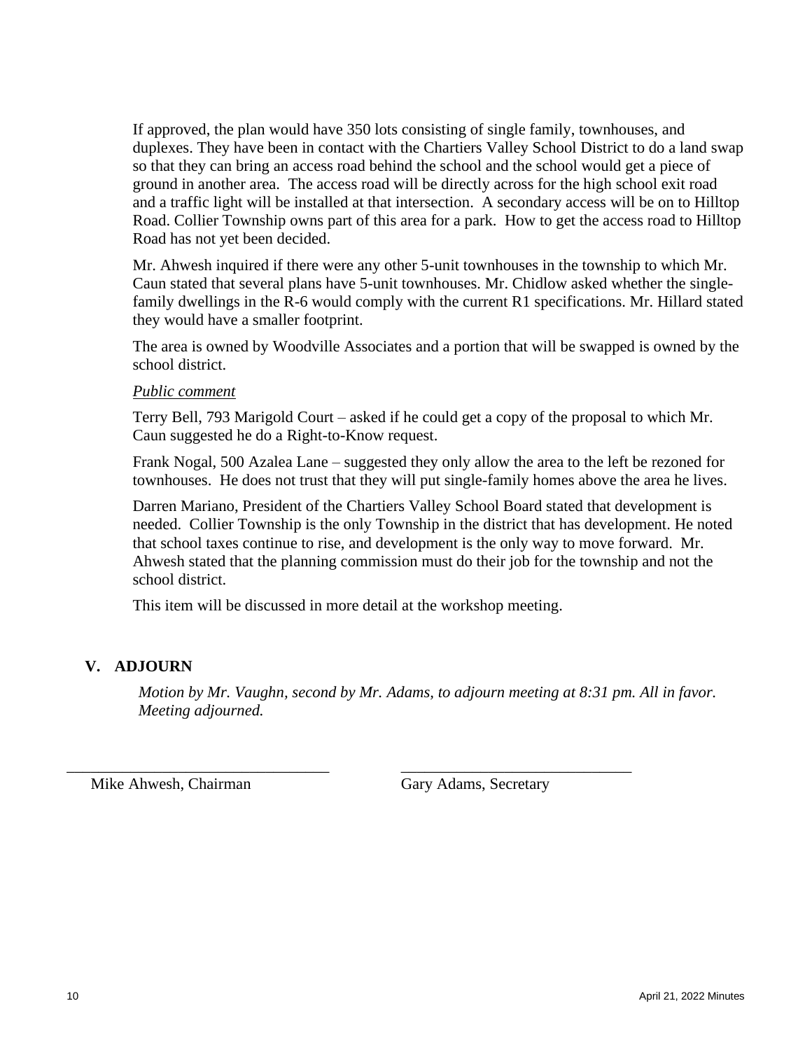If approved, the plan would have 350 lots consisting of single family, townhouses, and duplexes. They have been in contact with the Chartiers Valley School District to do a land swap so that they can bring an access road behind the school and the school would get a piece of ground in another area. The access road will be directly across for the high school exit road and a traffic light will be installed at that intersection. A secondary access will be on to Hilltop Road. Collier Township owns part of this area for a park. How to get the access road to Hilltop Road has not yet been decided.

Mr. Ahwesh inquired if there were any other 5-unit townhouses in the township to which Mr. Caun stated that several plans have 5-unit townhouses. Mr. Chidlow asked whether the single-family dwellings in the R-6 would comply with the current R1 specifications. Mr. Hillard stated they would have a smaller footprint.

The area is owned by Woodville Associates and a portion that will be swapped is owned by the school district.

_Public comment_

Terry Bell, 793 Marigold Court – asked if he could get a copy of the proposal to which Mr. Caun suggested he do a Right-to-Know request.

Frank Nogal, 500 Azalea Lane – suggested they only allow the area to the left be rezoned for townhouses. He does not trust that they will put single-family homes above the area he lives.

Darren Mariano, President of the Chartiers Valley School Board stated that development is needed. Collier Township is the only Township in the district that has development. He noted that school taxes continue to rise, and development is the only way to move forward. Mr. Ahwesh stated that the planning commission must do their job for the township and not the school district.

This item will be discussed in more detail at the workshop meeting.

## V. ADJOURN

*Motion by Mr. Vaughn, second by Mr. Adams, to adjourn meeting at 8:31 pm. All in favor. Meeting adjourned.*

\_\_\_\_\_\_\_\_\_\_\_\_\_\_\_\_\_\_\_\_\_\_\_\_\_\_\_\_\_\_\_\_\_\_
Mike Ahwesh, Chairman

\_\_\_\_\_\_\_\_\_\_\_\_\_\_\_\_\_\_\_\_\_\_\_\_\_\_\_\_\_\_\_\_\_\_
Gary Adams, Secretary